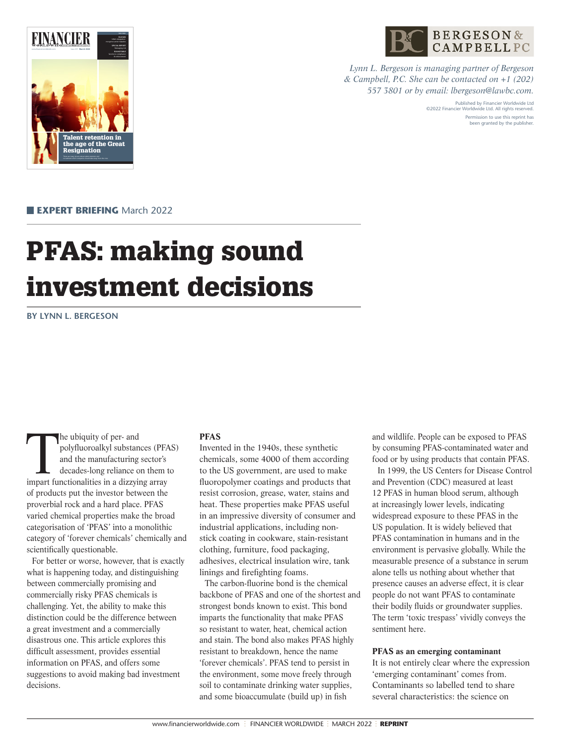Lynn L. Bergeson is managing partner of Bergeson & Campbell, P.C. She can be contacted on +1 (202) 557 3801 or by email: lbergeson@lawbc.com.

Published by Financier Worldwide Ltd
©2022 Financier Worldwide Ltd. All rights reserved.
Permission to use this reprint has been granted by the publisher.

**EXPERT BRIEFING** March 2022

# PFAS: making sound investment decisions

**BY LYNN L. BERGESON**

The ubiquity of per- and polyfluoroalkyl substances (PFAS) and the manufacturing sector's decades-long reliance on them to impart functionalities in a dizzying array of products put the investor between the proverbial rock and a hard place. PFAS varied chemical properties make the broad categorisation of 'PFAS' into a monolithic category of 'forever chemicals' chemically and scientifically questionable.

For better or worse, however, that is exactly what is happening today, and distinguishing between commercially promising and commercially risky PFAS chemicals is challenging. Yet, the ability to make this distinction could be the difference between a great investment and a commercially disastrous one. This article explores this difficult assessment, provides essential information on PFAS, and offers some suggestions to avoid making bad investment decisions.

## PFAS

Invented in the 1940s, these synthetic chemicals, some 4000 of them according to the US government, are used to make fluoropolymer coatings and products that resist corrosion, grease, water, stains and heat. These properties make PFAS useful in an impressive diversity of consumer and industrial applications, including non-stick coating in cookware, stain-resistant clothing, furniture, food packaging, adhesives, electrical insulation wire, tank linings and firefighting foams.

The carbon-fluorine bond is the chemical backbone of PFAS and one of the shortest and strongest bonds known to exist. This bond imparts the functionality that make PFAS so resistant to water, heat, chemical action and stain. The bond also makes PFAS highly resistant to breakdown, hence the name 'forever chemicals'. PFAS tend to persist in the environment, some move freely through soil to contaminate drinking water supplies, and some bioaccumulate (build up) in fish and wildlife. People can be exposed to PFAS by consuming PFAS-contaminated water and food or by using products that contain PFAS.

In 1999, the US Centers for Disease Control and Prevention (CDC) measured at least 12 PFAS in human blood serum, although at increasingly lower levels, indicating widespread exposure to these PFAS in the US population. It is widely believed that PFAS contamination in humans and in the environment is pervasive globally. While the measurable presence of a substance in serum alone tells us nothing about whether that presence causes an adverse effect, it is clear people do not want PFAS to contaminate their bodily fluids or groundwater supplies. The term 'toxic trespass' vividly conveys the sentiment here.

## PFAS as an emerging contaminant

It is not entirely clear where the expression 'emerging contaminant' comes from. Contaminants so labelled tend to share several characteristics: the science on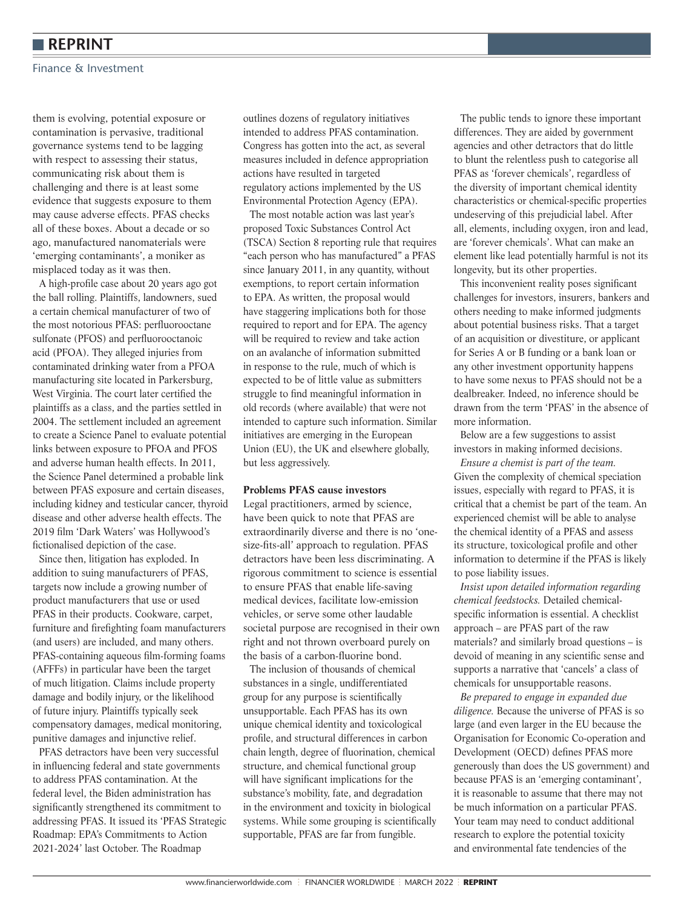them is evolving, potential exposure or contamination is pervasive, traditional governance systems tend to be lagging with respect to assessing their status, communicating risk about them is challenging and there is at least some evidence that suggests exposure to them may cause adverse effects. PFAS checks all of these boxes. About a decade or so ago, manufactured nanomaterials were 'emerging contaminants', a moniker as misplaced today as it was then.

A high-profile case about 20 years ago got the ball rolling. Plaintiffs, landowners, sued a certain chemical manufacturer of two of the most notorious PFAS: perfluorooctane sulfonate (PFOS) and perfluorooctanoic acid (PFOA). They alleged injuries from contaminated drinking water from a PFOA manufacturing site located in Parkersburg, West Virginia. The court later certified the plaintiffs as a class, and the parties settled in 2004. The settlement included an agreement to create a Science Panel to evaluate potential links between exposure to PFOA and PFOS and adverse human health effects. In 2011, the Science Panel determined a probable link between PFAS exposure and certain diseases, including kidney and testicular cancer, thyroid disease and other adverse health effects. The 2019 film 'Dark Waters' was Hollywood's fictionalised depiction of the case.

Since then, litigation has exploded. In addition to suing manufacturers of PFAS, targets now include a growing number of product manufacturers that use or used PFAS in their products. Cookware, carpet, furniture and firefighting foam manufacturers (and users) are included, and many others. PFAS-containing aqueous film-forming foams (AFFFs) in particular have been the target of much litigation. Claims include property damage and bodily injury, or the likelihood of future injury. Plaintiffs typically seek compensatory damages, medical monitoring, punitive damages and injunctive relief.

PFAS detractors have been very successful in influencing federal and state governments to address PFAS contamination. At the federal level, the Biden administration has significantly strengthened its commitment to addressing PFAS. It issued its 'PFAS Strategic Roadmap: EPA's Commitments to Action 2021-2024' last October. The Roadmap outlines dozens of regulatory initiatives intended to address PFAS contamination. Congress has gotten into the act, as several measures included in defence appropriation actions have resulted in targeted regulatory actions implemented by the US Environmental Protection Agency (EPA).

The most notable action was last year's proposed Toxic Substances Control Act (TSCA) Section 8 reporting rule that requires "each person who has manufactured" a PFAS since January 2011, in any quantity, without exemptions, to report certain information to EPA. As written, the proposal would have staggering implications both for those required to report and for EPA. The agency will be required to review and take action on an avalanche of information submitted in response to the rule, much of which is expected to be of little value as submitters struggle to find meaningful information in old records (where available) that were not intended to capture such information. Similar initiatives are emerging in the European Union (EU), the UK and elsewhere globally, but less aggressively.

**Problems PFAS cause investors**

Legal practitioners, armed by science, have been quick to note that PFAS are extraordinarily diverse and there is no 'one-size-fits-all' approach to regulation. PFAS detractors have been less discriminating. A rigorous commitment to science is essential to ensure PFAS that enable life-saving medical devices, facilitate low-emission vehicles, or serve some other laudable societal purpose are recognised in their own right and not thrown overboard purely on the basis of a carbon-fluorine bond.

The inclusion of thousands of chemical substances in a single, undifferentiated group for any purpose is scientifically unsupportable. Each PFAS has its own unique chemical identity and toxicological profile, and structural differences in carbon chain length, degree of fluorination, chemical structure, and chemical functional group will have significant implications for the substance's mobility, fate, and degradation in the environment and toxicity in biological systems. While some grouping is scientifically supportable, PFAS are far from fungible.

The public tends to ignore these important differences. They are aided by government agencies and other detractors that do little to blunt the relentless push to categorise all PFAS as 'forever chemicals', regardless of the diversity of important chemical identity characteristics or chemical-specific properties undeserving of this prejudicial label. After all, elements, including oxygen, iron and lead, are 'forever chemicals'. What can make an element like lead potentially harmful is not its longevity, but its other properties.

This inconvenient reality poses significant challenges for investors, insurers, bankers and others needing to make informed judgments about potential business risks. That a target of an acquisition or divestiture, or applicant for Series A or B funding or a bank loan or any other investment opportunity happens to have some nexus to PFAS should not be a dealbreaker. Indeed, no inference should be drawn from the term 'PFAS' in the absence of more information.

Below are a few suggestions to assist investors in making informed decisions.

*Ensure a chemist is part of the team.* Given the complexity of chemical speciation issues, especially with regard to PFAS, it is critical that a chemist be part of the team. An experienced chemist will be able to analyse the chemical identity of a PFAS and assess its structure, toxicological profile and other information to determine if the PFAS is likely to pose liability issues.

*Insist upon detailed information regarding chemical feedstocks.* Detailed chemical-specific information is essential. A checklist approach – are PFAS part of the raw materials? and similarly broad questions – is devoid of meaning in any scientific sense and supports a narrative that 'cancels' a class of chemicals for unsupportable reasons.

*Be prepared to engage in expanded due diligence.* Because the universe of PFAS is so large (and even larger in the EU because the Organisation for Economic Co-operation and Development (OECD) defines PFAS more generously than does the US government) and because PFAS is an 'emerging contaminant', it is reasonable to assume that there may not be much information on a particular PFAS. Your team may need to conduct additional research to explore the potential toxicity and environmental fate tendencies of the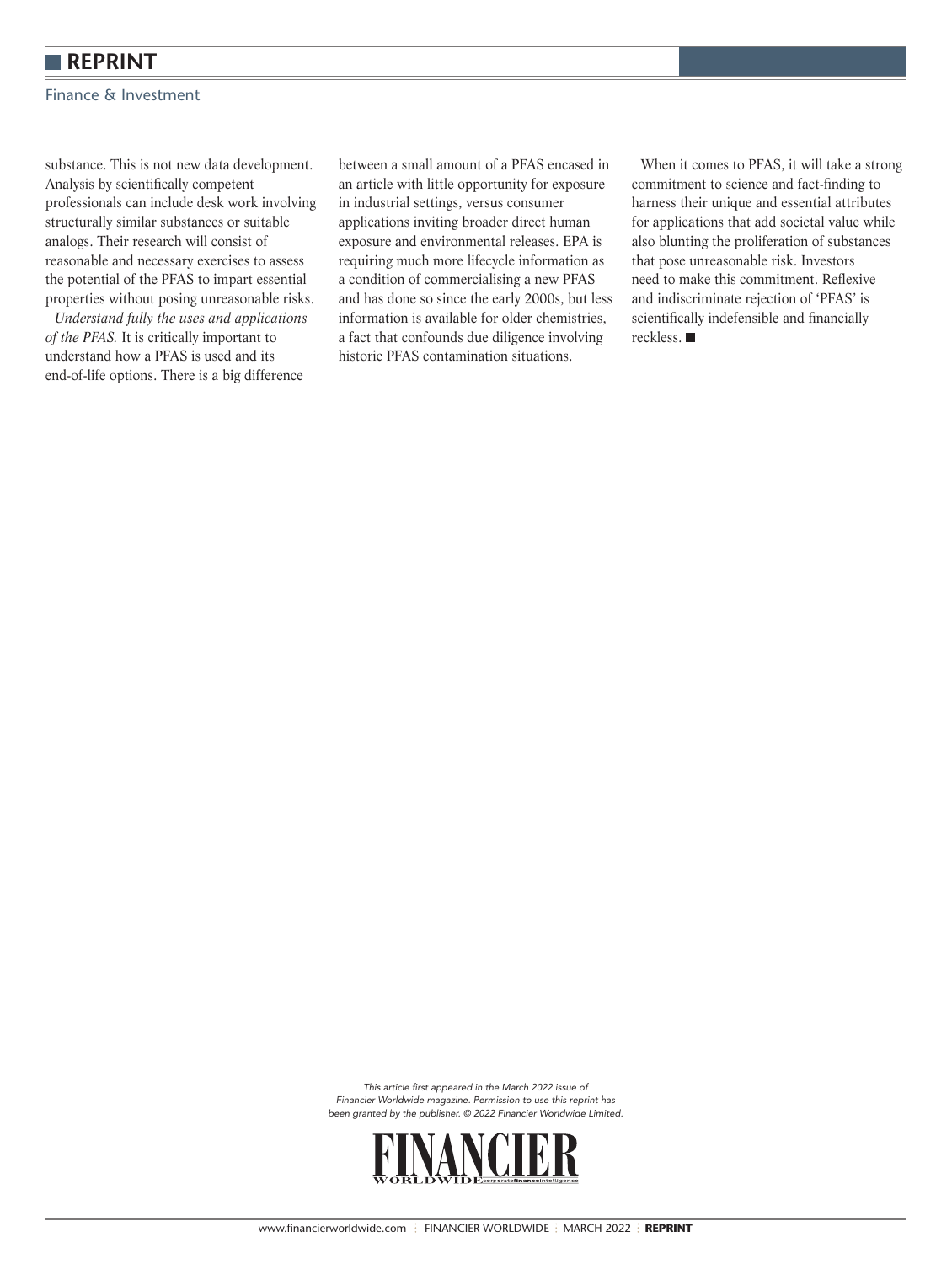substance. This is not new data development. Analysis by scientifically competent professionals can include desk work involving structurally similar substances or suitable analogs. Their research will consist of reasonable and necessary exercises to assess the potential of the PFAS to impart essential properties without posing unreasonable risks.

*Understand fully the uses and applications of the PFAS.* It is critically important to understand how a PFAS is used and its end-of-life options. There is a big difference between a small amount of a PFAS encased in an article with little opportunity for exposure in industrial settings, versus consumer applications inviting broader direct human exposure and environmental releases. EPA is requiring much more lifecycle information as a condition of commercialising a new PFAS and has done so since the early 2000s, but less information is available for older chemistries, a fact that confounds due diligence involving historic PFAS contamination situations.

When it comes to PFAS, it will take a strong commitment to science and fact-finding to harness their unique and essential attributes for applications that add societal value while also blunting the proliferation of substances that pose unreasonable risk. Investors need to make this commitment. Reflexive and indiscriminate rejection of 'PFAS' is scientifically indefensible and financially reckless. ■

*This article first appeared in the March 2022 issue of Financier Worldwide magazine. Permission to use this reprint has been granted by the publisher. © 2022 Financier Worldwide Limited.*

FINANCIER WORLDWIDE corporatefinanceintelligence